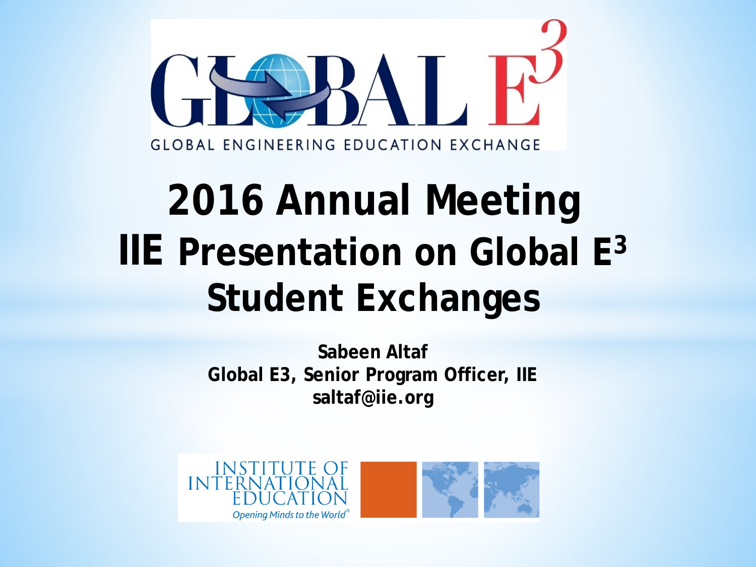GLOBAL $E^3$

GLOBAL ENGINEERING EDUCATION EXCHANGE

# 2016 Annual Meeting
# IIE Presentation on Global $E^3$ Student Exchanges

**Sabeen Altaf**
**Global E3, Senior Program Officer, IIE**
**saltaf@iie.org**

INSTITUTE OF INTERNATIONAL EDUCATION
*Opening Minds to the World®*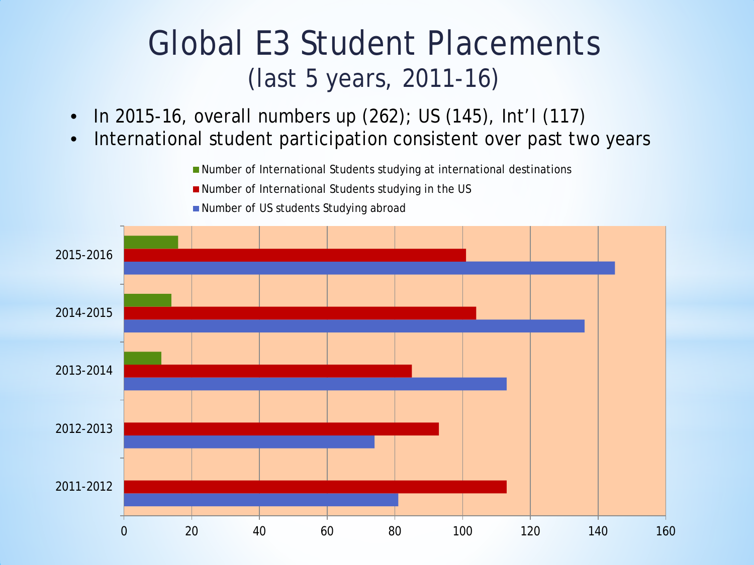# Global E3 Student Placements
## (last 5 years, 2011-16)

- In 2015-16, overall numbers up (262); US (145), Int'l (117)
- International student participation consistent over past two years

Number of International Students studying at international destinations
Number of International Students studying in the US
Number of US students Studying abroad

2015-2016
2014-2015
2013-2014
2012-2013
2011-2012

0 20 40 60 80 100 120 140 160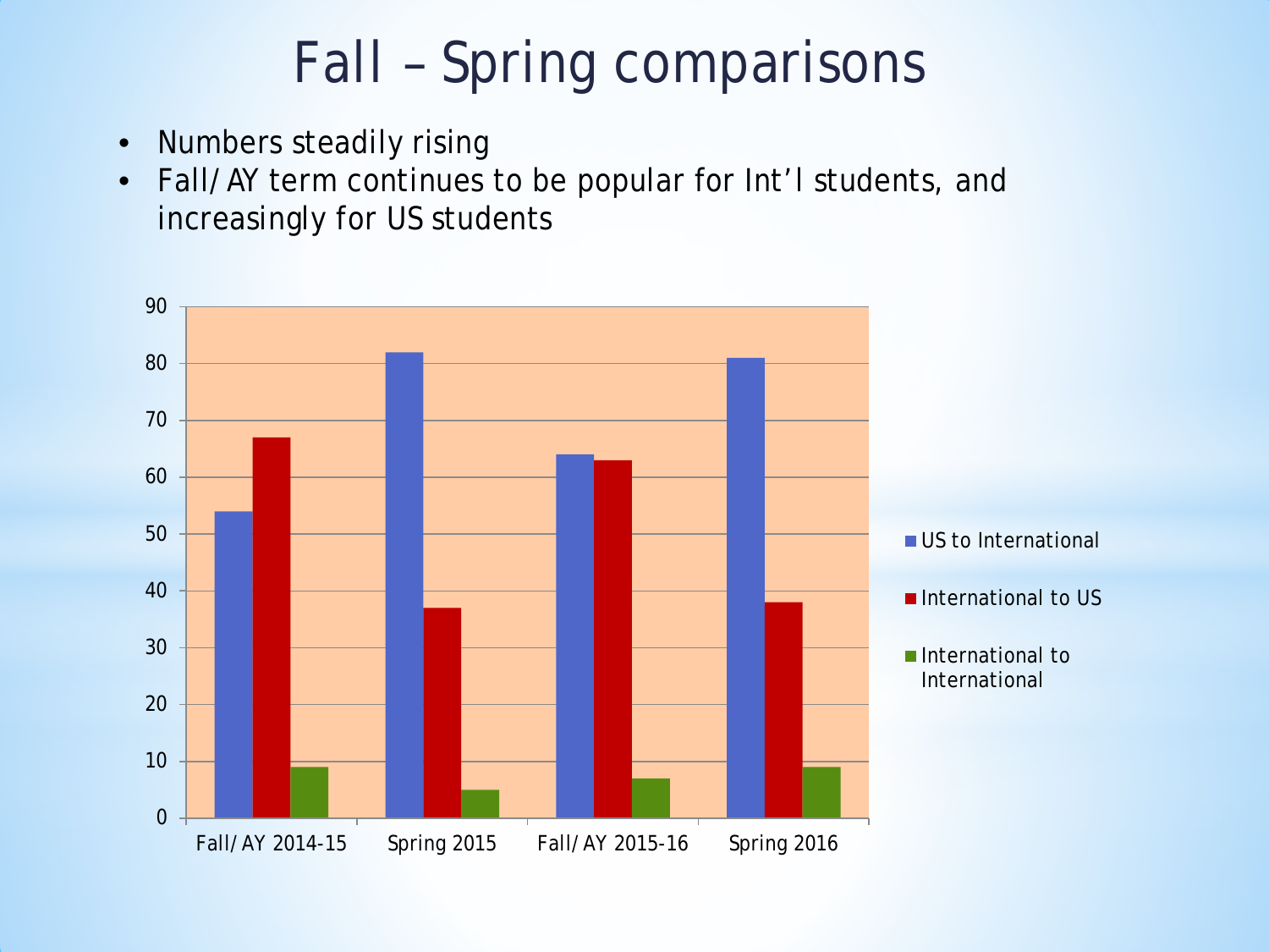# Fall – Spring comparisons

- Numbers steadily rising
- Fall/AY term continues to be popular for Int'l students, and increasingly for US students

| | US to International | International to US | International to International |
|---|---|---|---|
| Fall/AY 2014-15 | 54 | 67 | 9 |
| Spring 2015 | 82 | 37 | 5 |
| Fall/AY 2015-16 | 64 | 63 | 7 |
| Spring 2016 | 81 | 38 | 9 |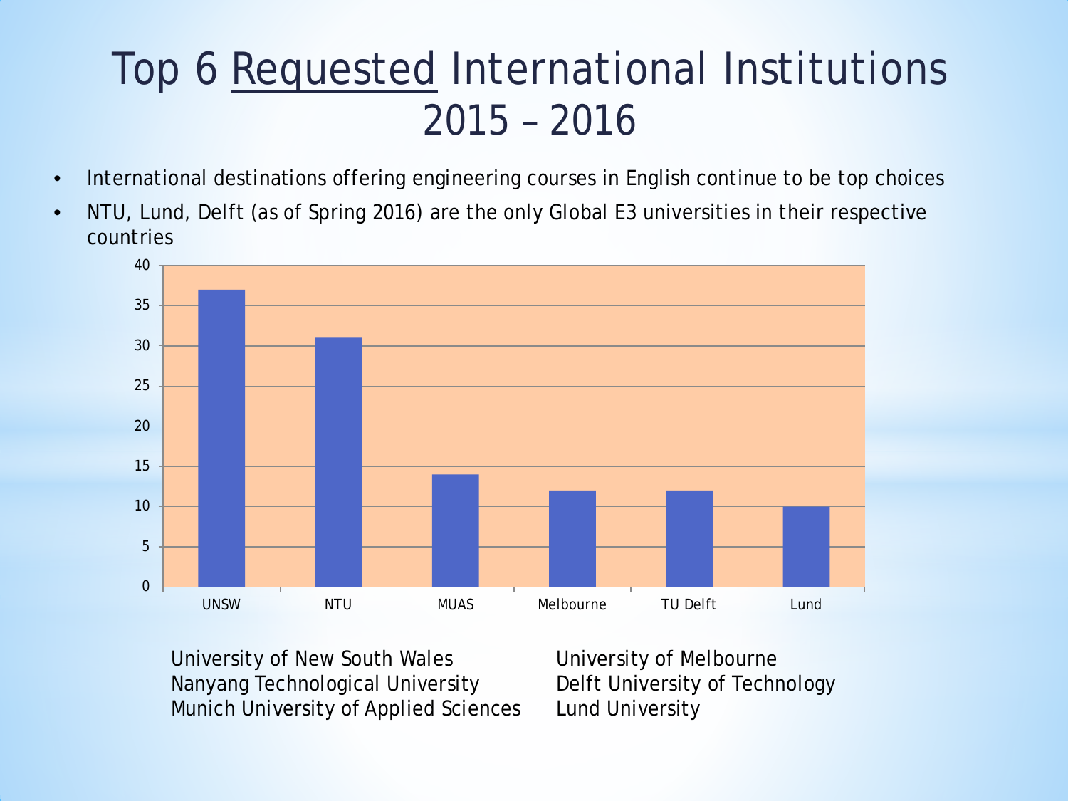# Top 6 <u>Requested</u> International Institutions 2015 – 2016

- International destinations offering engineering courses in English continue to be top choices
- NTU, Lund, Delft (as of Spring 2016) are the only Global E3 universities in their respective countries

| Institution | Requests |
|---|---|
| UNSW | 37 |
| NTU | 31 |
| MUAS | 14 |
| Melbourne | 12 |
| TU Delft | 12 |
| Lund | 10 |

University of New South Wales
Nanyang Technological University
Munich University of Applied Sciences
University of Melbourne
Delft University of Technology
Lund University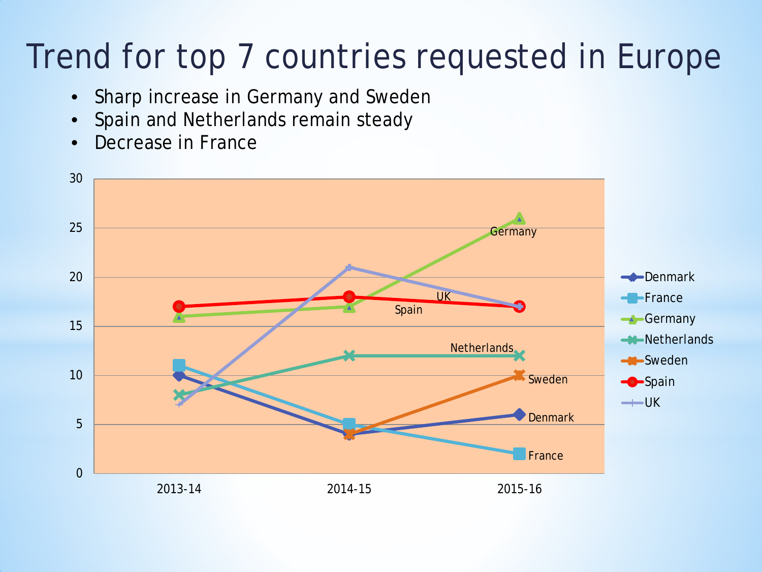# Trend for top 7 countries requested in Europe

- Sharp increase in Germany and Sweden
- Spain and Netherlands remain steady
- Decrease in France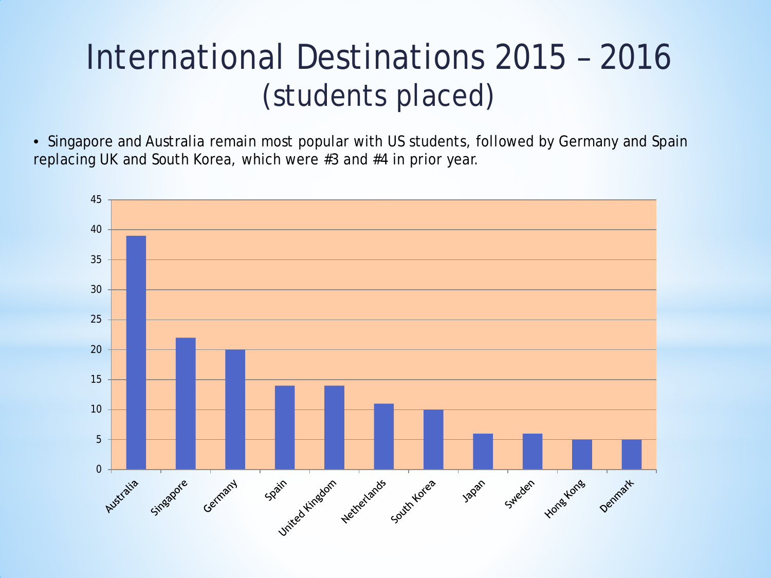# International Destinations 2015 – 2016 (students placed)

- Singapore and Australia remain most popular with US students, followed by Germany and Spain replacing UK and South Korea, which were #3 and #4 in prior year.

| Country | Students placed |
|---|---|
| Australia | 39 |
| Singapore | 22 |
| Germany | 20 |
| Spain | 14 |
| United Kingdom | 14 |
| Netherlands | 11 |
| South Korea | 10 |
| Japan | 6 |
| Sweden | 6 |
| Hong Kong | 5 |
| Denmark | 5 |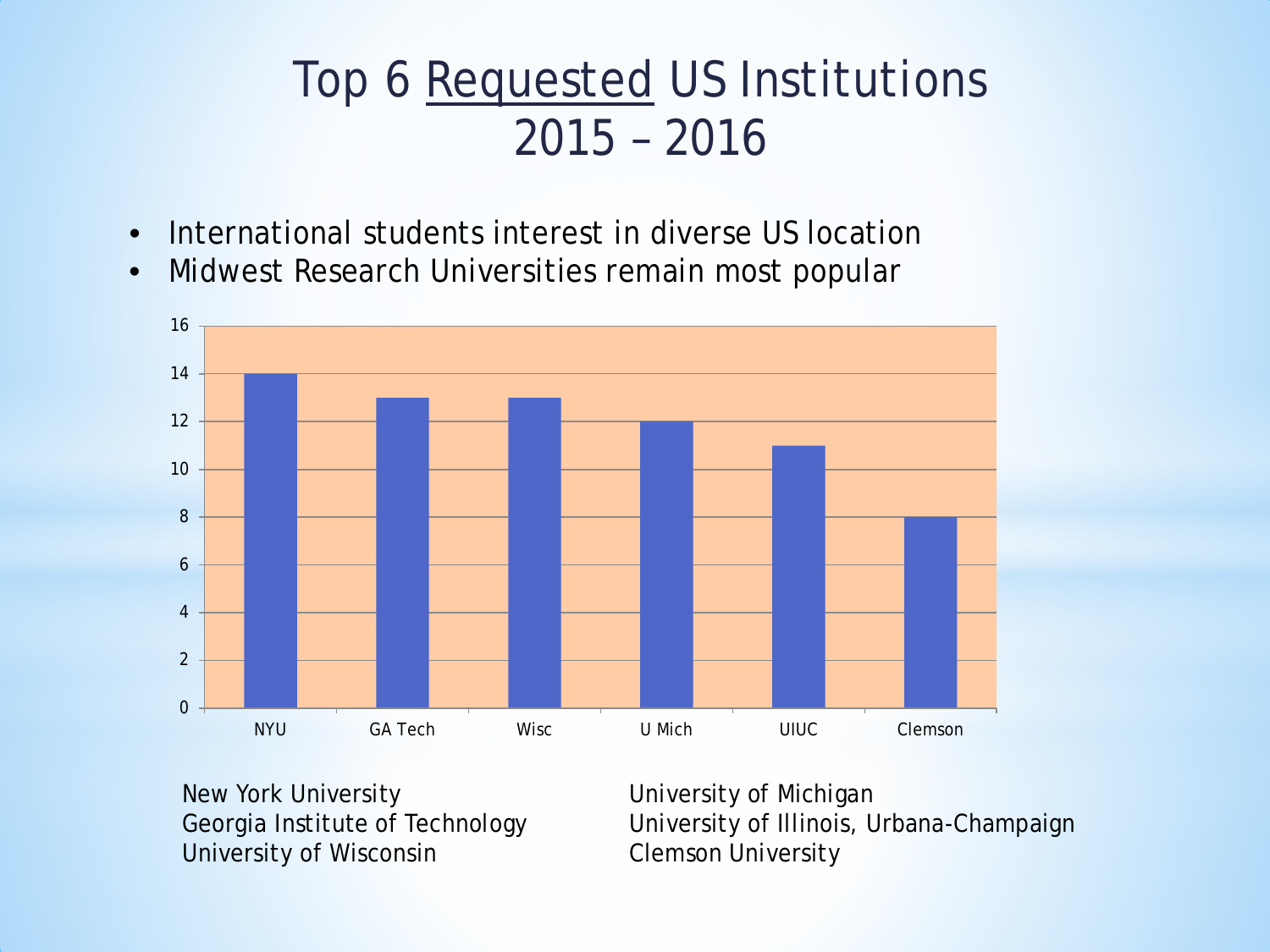# Top 6 Requested US Institutions 2015 – 2016

- International students interest in diverse US location
- Midwest Research Universities remain most popular

| Institution | Requests |
| --- | --- |
| NYU | 14 |
| GA Tech | 13 |
| Wisc | 13 |
| U Mich | 12 |
| UIUC | 11 |
| Clemson | 8 |

New York University
Georgia Institute of Technology
University of Wisconsin
University of Michigan
University of Illinois, Urbana-Champaign
Clemson University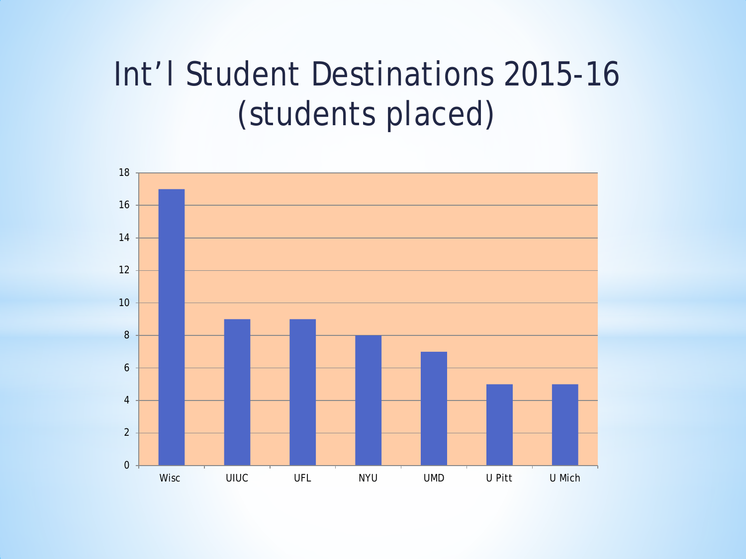# Int’l Student Destinations 2015-16 (students placed)

| Destination | Students placed |
| --- | --- |
| Wisc | 17 |
| UIUC | 9 |
| UFL | 9 |
| NYU | 8 |
| UMD | 7 |
| U Pitt | 5 |
| U Mich | 5 |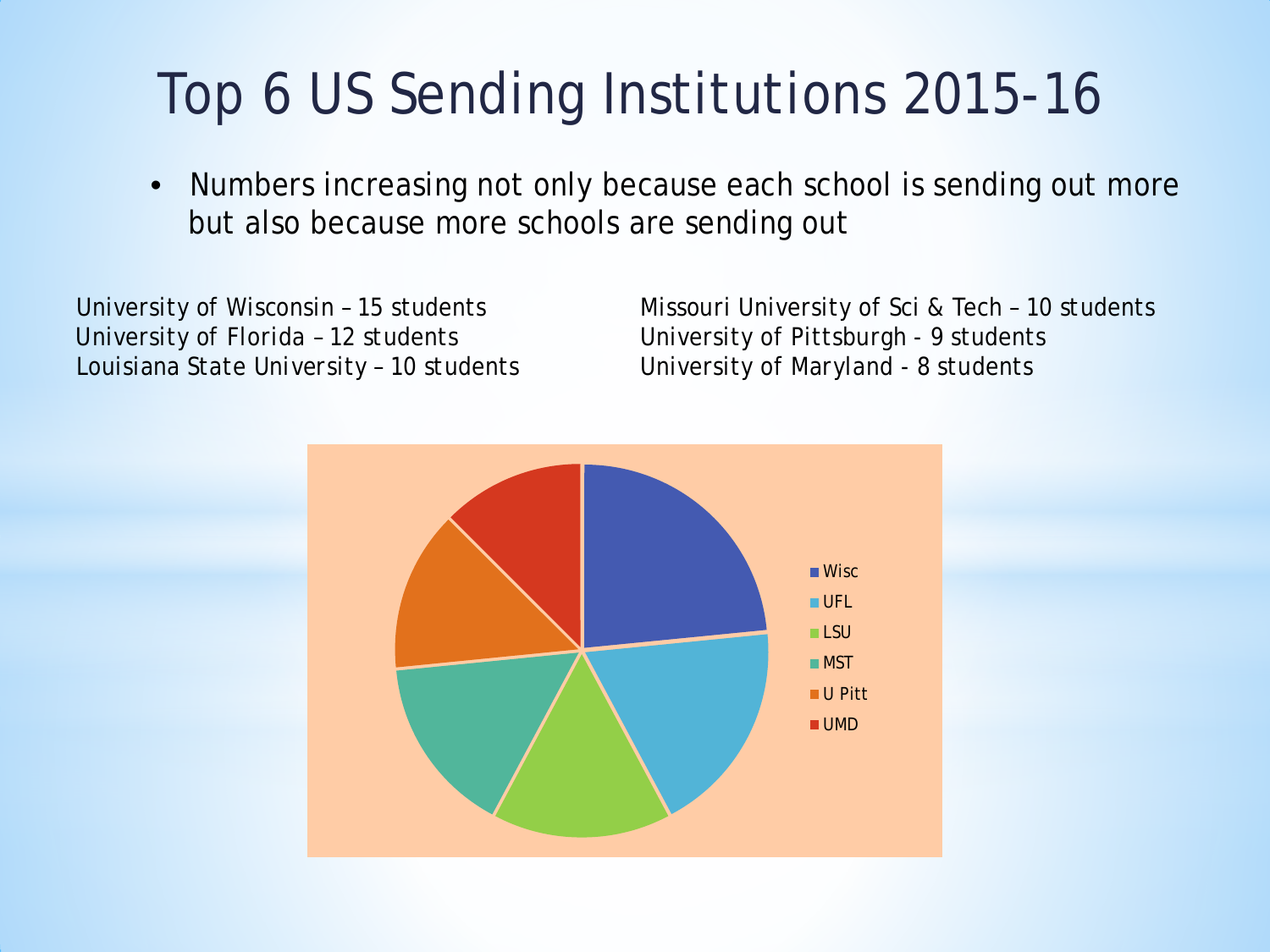# Top 6 US Sending Institutions 2015-16

- Numbers increasing not only because each school is sending out more but also because more schools are sending out

University of Wisconsin – 15 students
University of Florida – 12 students
Louisiana State University – 10 students
Missouri University of Sci & Tech – 10 students
University of Pittsburgh - 9 students
University of Maryland - 8 students

Wisc
UFL
LSU
MST
U Pitt
UMD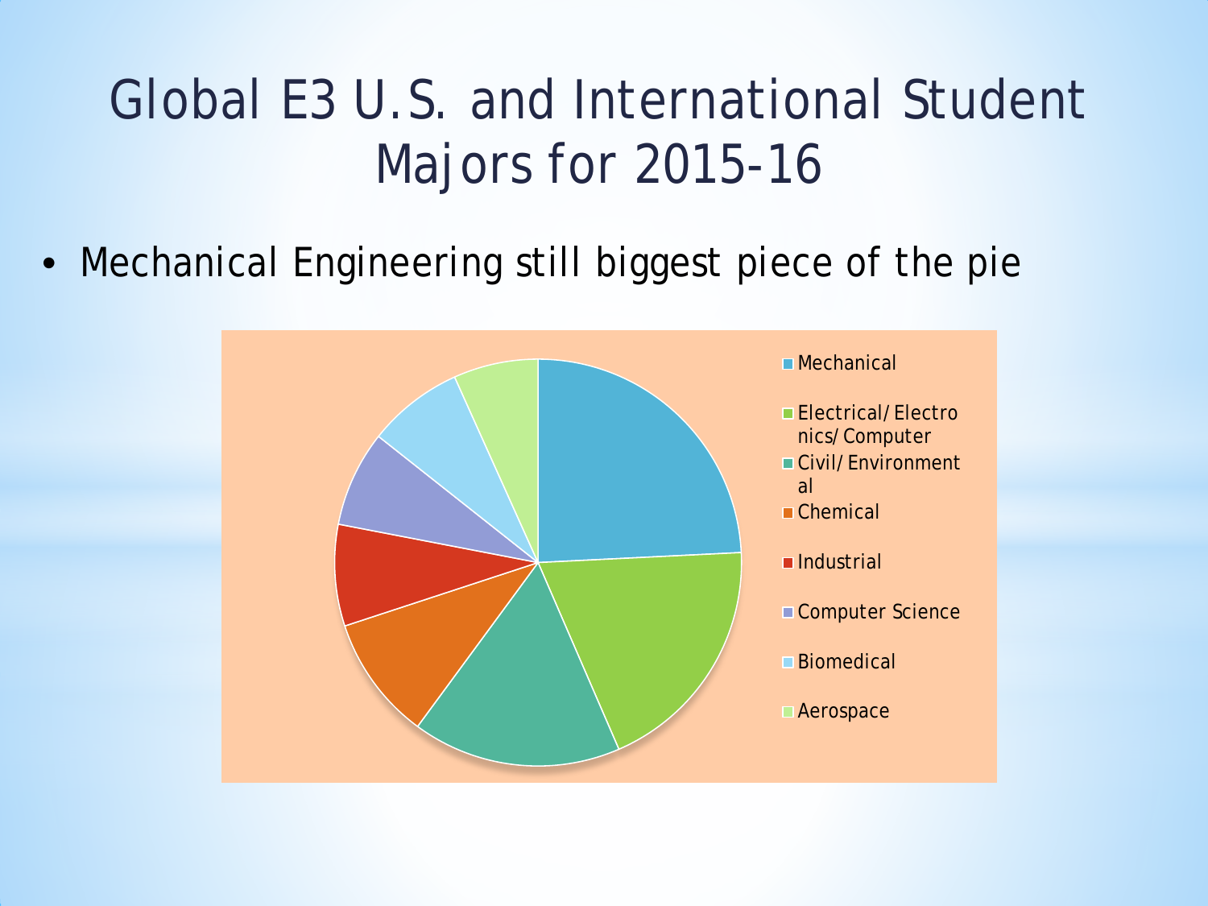# Global E3 U.S. and International Student Majors for 2015-16

- Mechanical Engineering still biggest piece of the pie

- Mechanical
- Electrical/Electronics/Computer
- Civil/Environmental
- Chemical
- Industrial
- Computer Science
- Biomedical
- Aerospace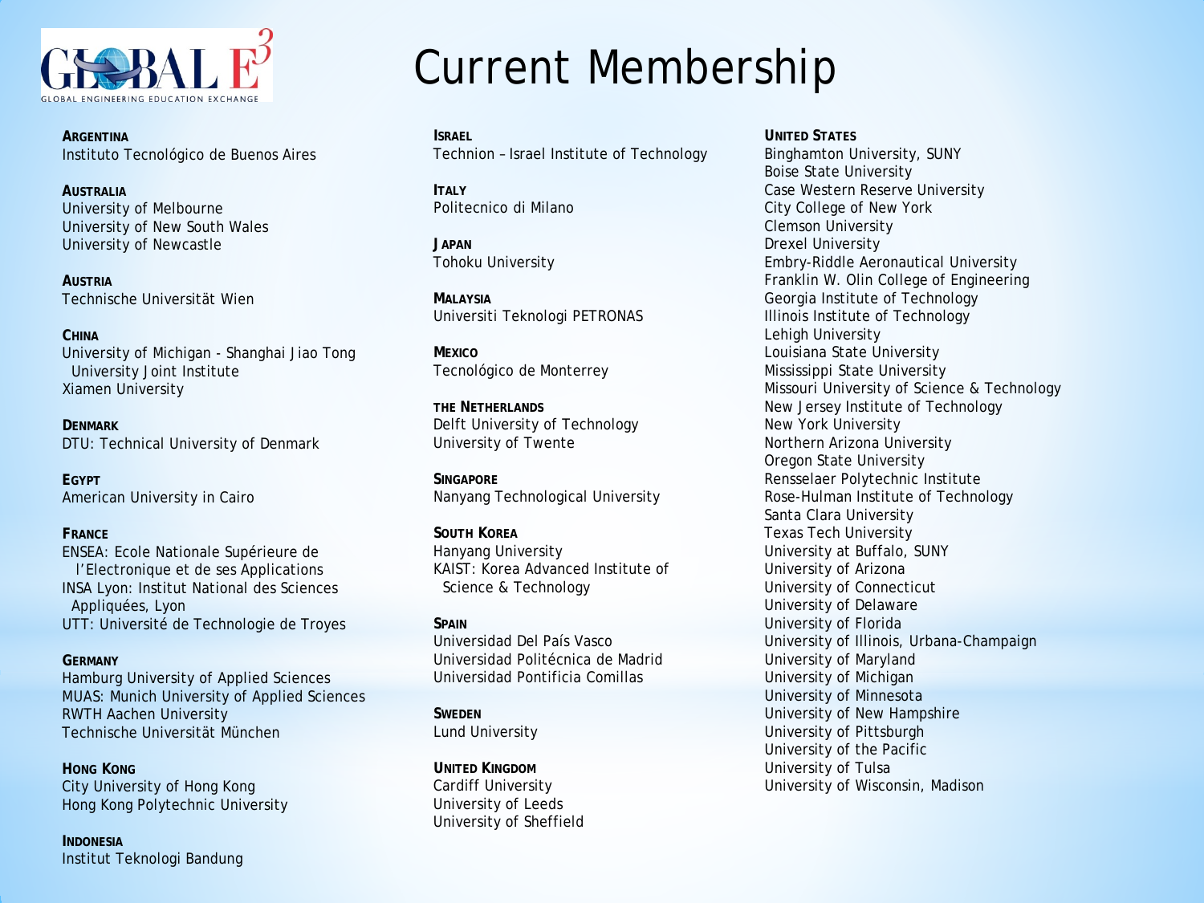GLOBAL E[3]

GLOBAL ENGINEERING EDUCATION EXCHANGE

# Current Membership

**ARGENTINA**
Instituto Tecnológico de Buenos Aires

**AUSTRALIA**
University of Melbourne
University of New South Wales
University of Newcastle

**AUSTRIA**
Technische Universität Wien

**CHINA**
University of Michigan - Shanghai Jiao Tong University Joint Institute
Xiamen University

**DENMARK**
DTU: Technical University of Denmark

**EGYPT**
American University in Cairo

**FRANCE**
ENSEA: Ecole Nationale Supérieure de l'Electronique et de ses Applications
INSA Lyon: Institut National des Sciences Appliquées, Lyon
UTT: Université de Technologie de Troyes

**GERMANY**
Hamburg University of Applied Sciences
MUAS: Munich University of Applied Sciences
RWTH Aachen University
Technische Universität München

**HONG KONG**
City University of Hong Kong
Hong Kong Polytechnic University

**INDONESIA**
Institut Teknologi Bandung

**ISRAEL**
Technion – Israel Institute of Technology

**ITALY**
Politecnico di Milano

**JAPAN**
Tohoku University

**MALAYSIA**
Universiti Teknologi PETRONAS

**MEXICO**
Tecnológico de Monterrey

**THE NETHERLANDS**
Delft University of Technology
University of Twente

**SINGAPORE**
Nanyang Technological University

**SOUTH KOREA**
Hanyang University
KAIST: Korea Advanced Institute of Science & Technology

**SPAIN**
Universidad Del País Vasco
Universidad Politécnica de Madrid
Universidad Pontificia Comillas

**SWEDEN**
Lund University

**UNITED KINGDOM**
Cardiff University
University of Leeds
University of Sheffield

**UNITED STATES**
Binghamton University, SUNY
Boise State University
Case Western Reserve University
City College of New York
Clemson University
Drexel University
Embry-Riddle Aeronautical University
Franklin W. Olin College of Engineering
Georgia Institute of Technology
Illinois Institute of Technology
Lehigh University
Louisiana State University
Mississippi State University
Missouri University of Science & Technology
New Jersey Institute of Technology
New York University
Northern Arizona University
Oregon State University
Rensselaer Polytechnic Institute
Rose-Hulman Institute of Technology
Santa Clara University
Texas Tech University
University at Buffalo, SUNY
University of Arizona
University of Connecticut
University of Delaware
University of Florida
University of Illinois, Urbana-Champaign
University of Maryland
University of Michigan
University of Minnesota
University of New Hampshire
University of Pittsburgh
University of the Pacific
University of Tulsa
University of Wisconsin, Madison